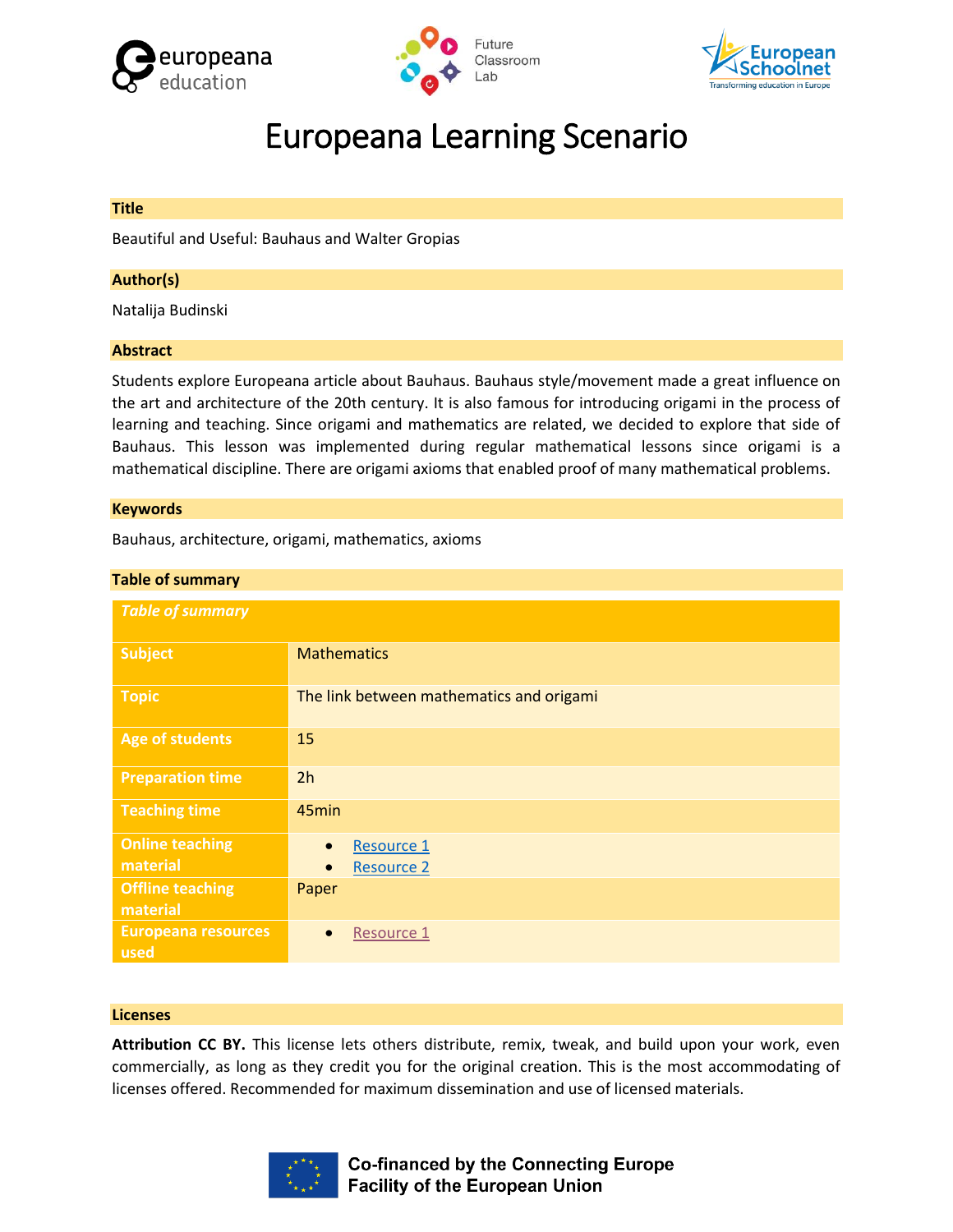# Europeana Learning Scenario

## Title

Beautiful and Useful: Bauhaus and Walter Gropias

## Author(s)

Natalija Budinski

## Abstract

Students explore Europeana article about Bauhaus. Bauhaus style/movement made a great influence on the art and architecture of the 20th century. It is also famous for introducing origami in the process of learning and teaching. Since origami and mathematics are related, we decided to explore that side of Bauhaus. This lesson was implemented during regular mathematical lessons since origami is a mathematical discipline. There are origami axioms that enabled proof of many mathematical problems.

## Keywords

Bauhaus, architecture, origami, mathematics, axioms

## Table of summary

| *Table of summary* | |
|---|---|
| **Subject** | Mathematics |
| **Topic** | The link between mathematics and origami |
| **Age of students** | 15 |
| **Preparation time** | 2h |
| **Teaching time** | 45min |
| **Online teaching material** | • Resource 1<br>• Resource 2 |
| **Offline teaching material** | Paper |
| **Europeana resources used** | • Resource 1 |

## Licenses

**Attribution CC BY.** This license lets others distribute, remix, tweak, and build upon your work, even commercially, as long as they credit you for the original creation. This is the most accommodating of licenses offered. Recommended for maximum dissemination and use of licensed materials.

Co-financed by the Connecting Europe Facility of the European Union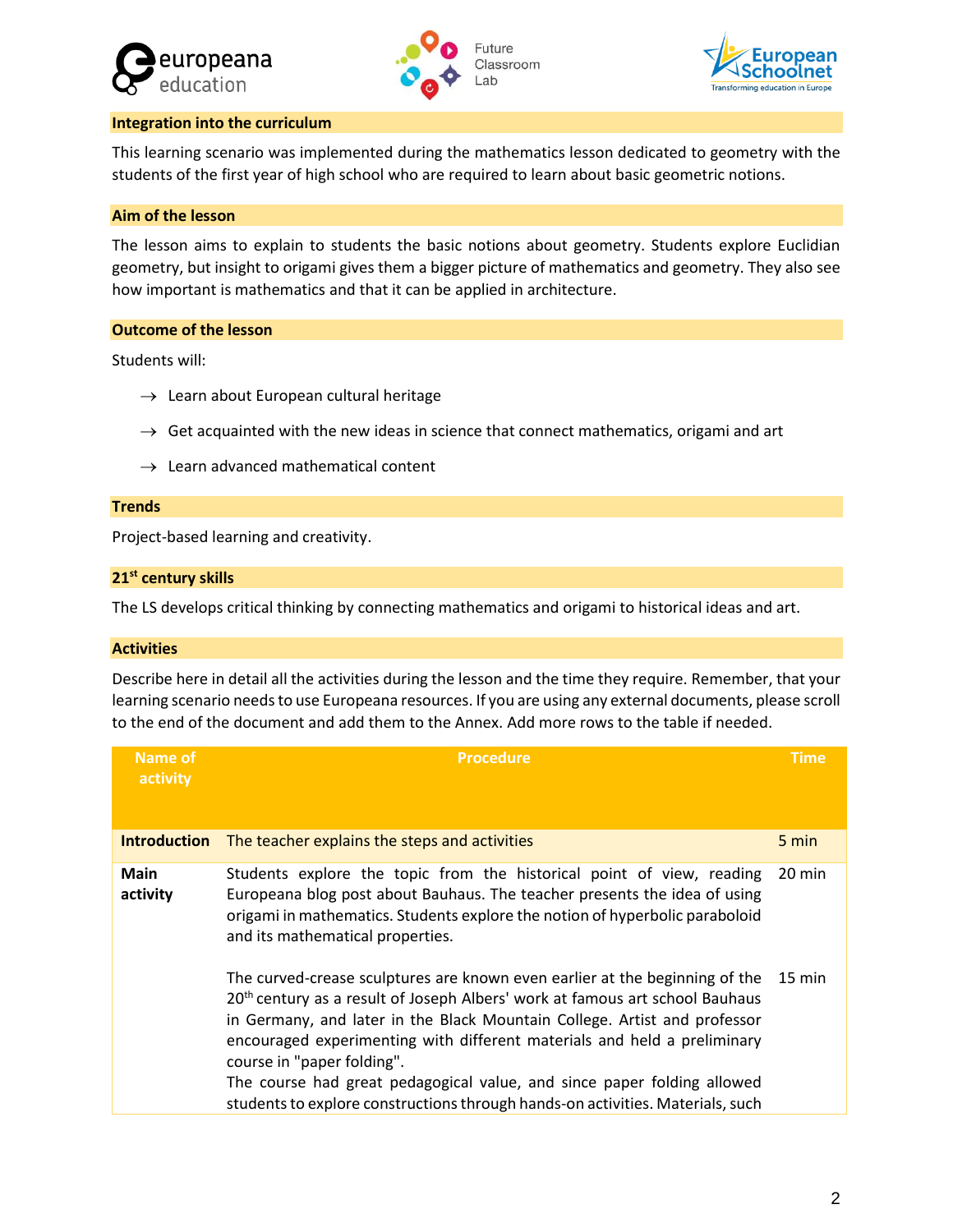## Integration into the curriculum

This learning scenario was implemented during the mathematics lesson dedicated to geometry with the students of the first year of high school who are required to learn about basic geometric notions.

## Aim of the lesson

The lesson aims to explain to students the basic notions about geometry. Students explore Euclidian geometry, but insight to origami gives them a bigger picture of mathematics and geometry. They also see how important is mathematics and that it can be applied in architecture.

## Outcome of the lesson

Students will:

- → Learn about European cultural heritage
- → Get acquainted with the new ideas in science that connect mathematics, origami and art
- → Learn advanced mathematical content

## Trends

Project-based learning and creativity.

## 21st century skills

The LS develops critical thinking by connecting mathematics and origami to historical ideas and art.

## Activities

Describe here in detail all the activities during the lesson and the time they require. Remember, that your learning scenario needs to use Europeana resources. If you are using any external documents, please scroll to the end of the document and add them to the Annex. Add more rows to the table if needed.

| Name of activity | Procedure | Time |
|---|---|---|
| **Introduction** | The teacher explains the steps and activities | 5 min |
| **Main activity** | Students explore the topic from the historical point of view, reading Europeana blog post about Bauhaus. The teacher presents the idea of using origami in mathematics. Students explore the notion of hyperbolic paraboloid and its mathematical properties. | 20 min |
| | The curved-crease sculptures are known even earlier at the beginning of the 20th century as a result of Joseph Albers' work at famous art school Bauhaus in Germany, and later in the Black Mountain College. Artist and professor encouraged experimenting with different materials and held a preliminary course in "paper folding".<br>The course had great pedagogical value, and since paper folding allowed students to explore constructions through hands-on activities. Materials, such | 15 min |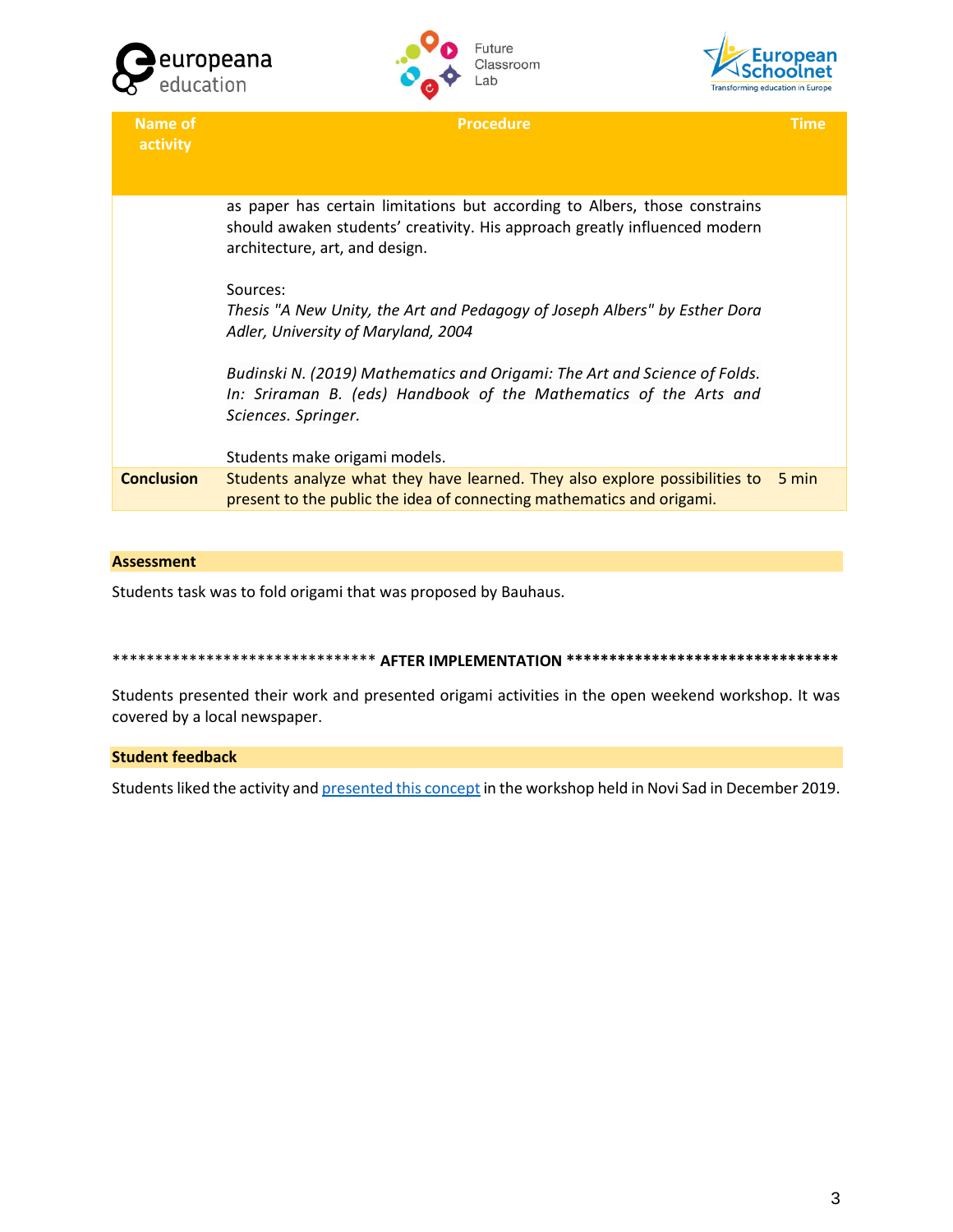| Name of activity | Procedure | Time |
|---|---|---|
| | as paper has certain limitations but according to Albers, those constrains should awaken students' creativity. His approach greatly influenced modern architecture, art, and design.<br><br>Sources:<br>*Thesis "A New Unity, the Art and Pedagogy of Joseph Albers" by Esther Dora Adler, University of Maryland, 2004*<br><br>*Budinski N. (2019) Mathematics and Origami: The Art and Science of Folds. In: Sriraman B. (eds) Handbook of the Mathematics of the Arts and Sciences. Springer.*<br><br>Students make origami models. | |
| **Conclusion** | Students analyze what they have learned. They also explore possibilities to present to the public the idea of connecting mathematics and origami. | 5 min |

**Assessment**

Students task was to fold origami that was proposed by Bauhaus.

******************************* **AFTER IMPLEMENTATION** ********************************

Students presented their work and presented origami activities in the open weekend workshop. It was covered by a local newspaper.

**Student feedback**

Students liked the activity and presented this concept in the workshop held in Novi Sad in December 2019.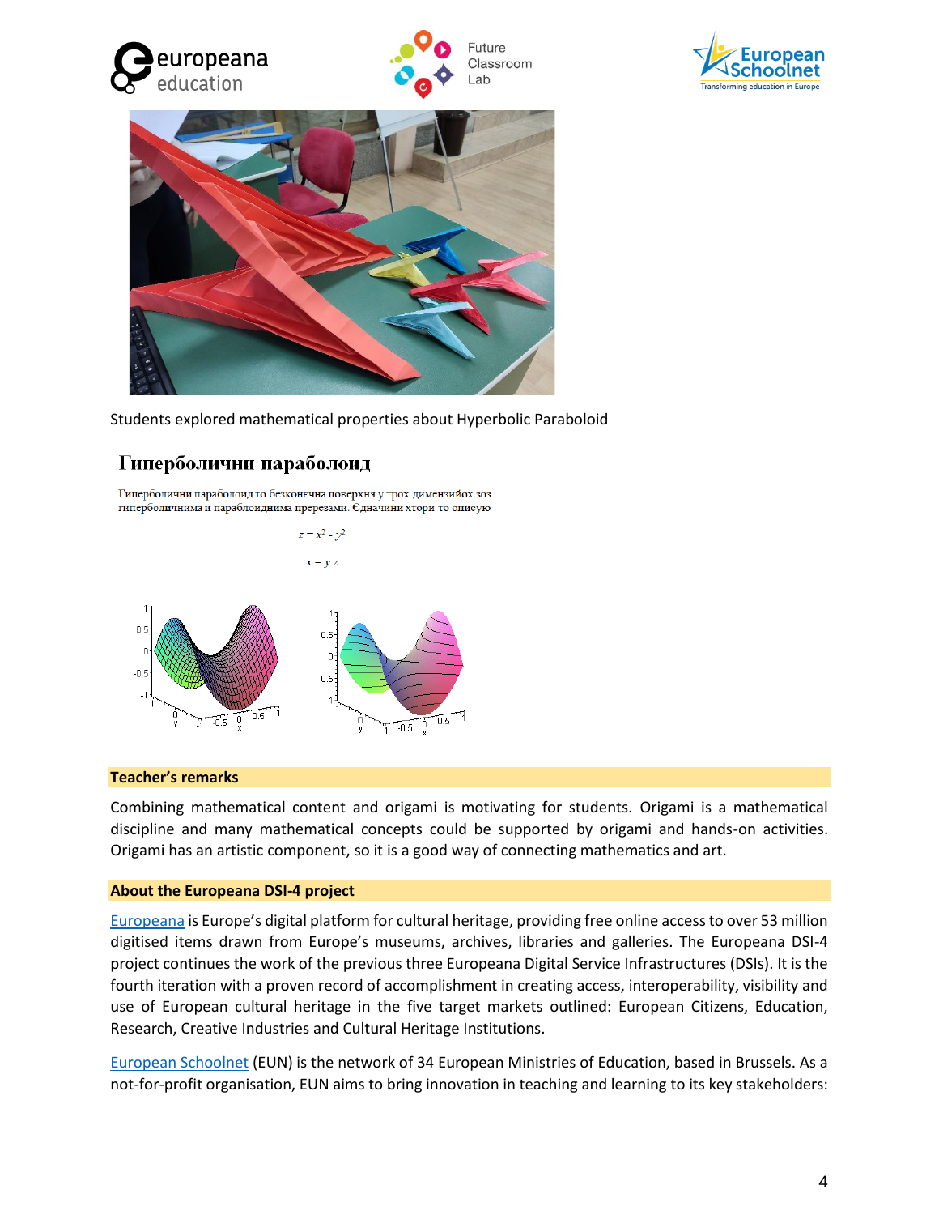Students explored mathematical properties about Hyperbolic Paraboloid

## Гиперболични параболоид

Гиперболични параболоид то безконечна поверхня у трох димензийох зоз гиперболичнима и параболоиднима пререзами. Єдначини хтори то описую

$$z = x^2 - y^2$$

$$x = y\,z$$

#### Teacher's remarks

Combining mathematical content and origami is motivating for students. Origami is a mathematical discipline and many mathematical concepts could be supported by origami and hands-on activities. Origami has an artistic component, so it is a good way of connecting mathematics and art.

#### About the Europeana DSI-4 project

Europeana is Europe's digital platform for cultural heritage, providing free online access to over 53 million digitised items drawn from Europe's museums, archives, libraries and galleries. The Europeana DSI-4 project continues the work of the previous three Europeana Digital Service Infrastructures (DSIs). It is the fourth iteration with a proven record of accomplishment in creating access, interoperability, visibility and use of European cultural heritage in the five target markets outlined: European Citizens, Education, Research, Creative Industries and Cultural Heritage Institutions.

European Schoolnet (EUN) is the network of 34 European Ministries of Education, based in Brussels. As a not-for-profit organisation, EUN aims to bring innovation in teaching and learning to its key stakeholders: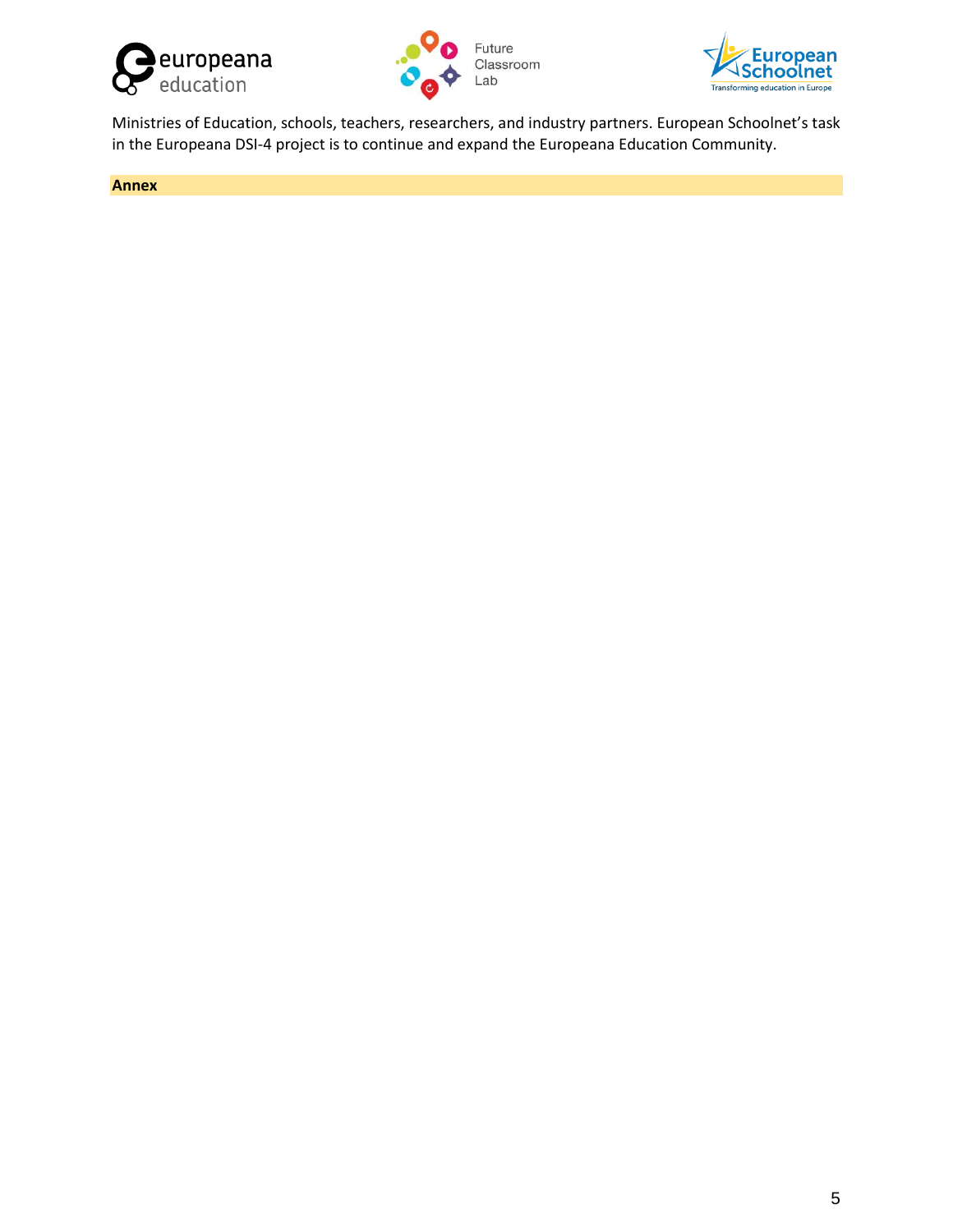Ministries of Education, schools, teachers, researchers, and industry partners. European Schoolnet's task in the Europeana DSI-4 project is to continue and expand the Europeana Education Community.

## Annex